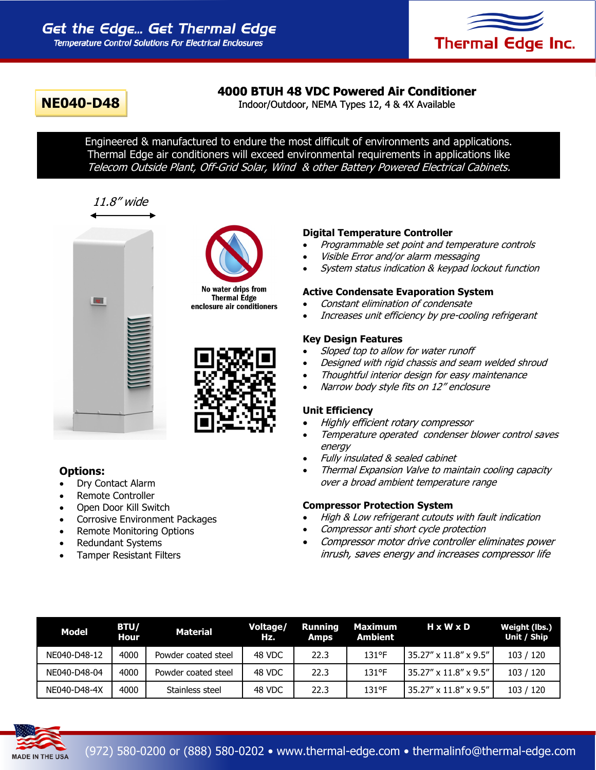Get the Edge... Get Thermal Edge

Temperature Control Solutions For Electrical Enclosures

Thermal Edge Inc.

# NE040-D48

## 4000 BTUH 48 VDC Powered Air Conditioner

Indoor/Outdoor, NEMA Types 12, 4 & 4X Available

Engineered & manufactured to endure the most difficult of environments and applications. Thermal Edge air conditioners will exceed environmental requirements in applications like *Telecom Outside Plant, Off-Grid Solar, Wind & other Battery Powered Electrical Cabinets.*

*11.8" wide*

No water drips from Thermal Edge enclosure air conditioners

### Digital Temperature Controller

- *Programmable set point and temperature controls*
- *Visible Error and/or alarm messaging*
- *System status indication & keypad lockout function*

### Active Condensate Evaporation System

- *Constant elimination of condensate*
- *Increases unit efficiency by pre-cooling refrigerant*

### Key Design Features

- *Sloped top to allow for water runoff*
- *Designed with rigid chassis and seam welded shroud*
- *Thoughtful interior design for easy maintenance*
- *Narrow body style fits on 12" enclosure*

### Unit Efficiency

- *Highly efficient rotary compressor*
- *Temperature operated condenser blower control saves energy*
- *Fully insulated & sealed cabinet*
- *Thermal Expansion Valve to maintain cooling capacity over a broad ambient temperature range*

### Compressor Protection System

- *High & Low refrigerant cutouts with fault indication*
- *Compressor anti short cycle protection*
- *Compressor motor drive controller eliminates power inrush, saves energy and increases compressor life*

### Options:

- Dry Contact Alarm
- Remote Controller
- Open Door Kill Switch
- Corrosive Environment Packages
- Remote Monitoring Options
- Redundant Systems
- Tamper Resistant Filters

| Model | BTU/ Hour | Material | Voltage/ Hz. | Running Amps | Maximum Ambient | H x W x D | Weight (lbs.) Unit / Ship |
|---|---|---|---|---|---|---|---|
| NE040-D48-12 | 4000 | Powder coated steel | 48 VDC | 22.3 | 131°F | 35.27" x 11.8" x 9.5" | 103 / 120 |
| NE040-D48-04 | 4000 | Powder coated steel | 48 VDC | 22.3 | 131°F | 35.27" x 11.8" x 9.5" | 103 / 120 |
| NE040-D48-4X | 4000 | Stainless steel | 48 VDC | 22.3 | 131°F | 35.27" x 11.8" x 9.5" | 103 / 120 |

MADE IN THE USA

(972) 580-0200 or (888) 580-0202 • www.thermal-edge.com • thermalinfo@thermal-edge.com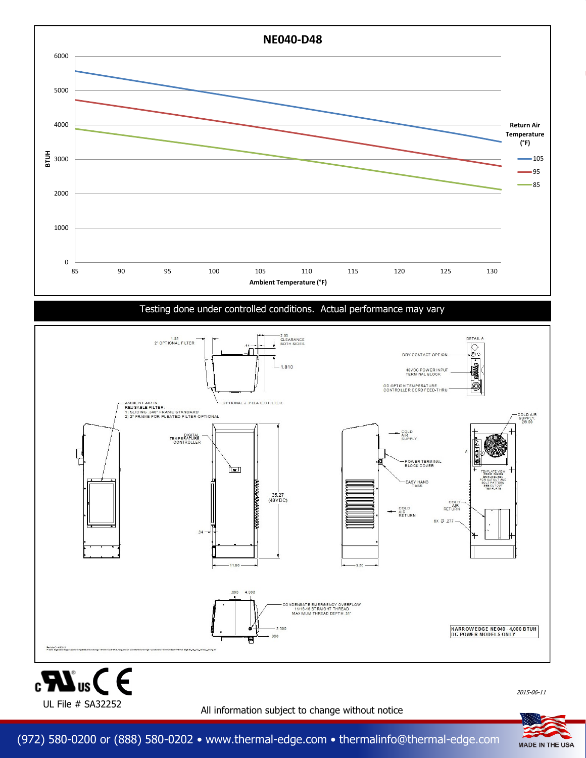## NE040-D48

6000
5000
4000
3000
2000
1000
0

BTUH

85 90 95 100 105 110 115 120 125 130

Ambient Temperature (°F)

Return Air Temperature (°F)

105
95
85

**Testing done under controlled conditions. Actual performance may vary**

1.93
2" OPTIONAL FILTER

.44

2.00
CLEARANCE
BOTH SIDES

1.810

OPTIONAL 2" PLEATED FILTER.

DETAIL A

DRY CONTACT OPTION

48VDC POWER INPUT
TERMINAL BLOCK

DD OPTION TEMPERATURE
CONTROLLER CORD FEED-THRU

AMBIENT AIR IN.
REUSABLE FILTER:
1) SLIDING .340" FRAME STANDARD
2) 2" FRAME FOR PLEATED FILTER OPTIONAL

DIGITAL
TEMPERATURE
CONTROLLER

35.27
(48VDC)

.34

11.80

COLD
AIR
SUPPLY

POWER TERMINAL
BLOCK COVER

EASY HANG
TABS

COLD
AIR
RETURN

9.50

COLD AIR
SUPPLY,
Ø6.00

A

TEMPLATE VIEW
(FROM INSIDE
ENCLOSURE)
FOR CUTOUT AND
BOLT PATTERN
SEE CUTOUT
TEMPLATE

COLD
AIR
RETURN

6X Ø .277

.000 4.000

CONDENSATE EMERGENCY OVERFLOW
11/16-16 STRAIGHT THREAD
MAXIMUM THREAD DEPTH .31"

2.000

.000

NARROWEDGE NE040 - 4,000 BTUH
DC POWER MODELS ONLY

UL File # SA32252

2015-06-11

All information subject to change without notice

(972) 580-0200 or (888) 580-0202 • www.thermal-edge.com • thermalinfo@thermal-edge.com

MADE IN THE USA